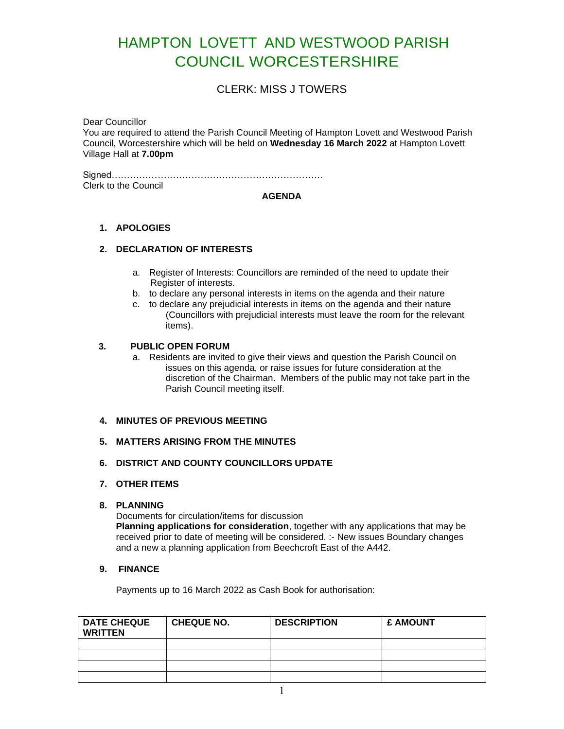# HAMPTON LOVETT AND WESTWOOD PARISH COUNCIL WORCESTERSHIRE

## CLERK: MISS J TOWERS

Dear Councillor
You are required to attend the Parish Council Meeting of Hampton Lovett and Westwood Parish Council, Worcestershire which will be held on **Wednesday 16 March 2022** at Hampton Lovett Village Hall at **7.00pm**

Signed……………………………………………………………
Clerk to the Council

**AGENDA**

1. **APOLOGIES**

2. **DECLARATION OF INTERESTS**

   a. Register of Interests: Councillors are reminded of the need to update their Register of interests.
   b. to declare any personal interests in items on the agenda and their nature
   c. to declare any prejudicial interests in items on the agenda and their nature (Councillors with prejudicial interests must leave the room for the relevant items).

3. **PUBLIC OPEN FORUM**

   a. Residents are invited to give their views and question the Parish Council on issues on this agenda, or raise issues for future consideration at the discretion of the Chairman. Members of the public may not take part in the Parish Council meeting itself.

4. **MINUTES OF PREVIOUS MEETING**

5. **MATTERS ARISING FROM THE MINUTES**

6. **DISTRICT AND COUNTY COUNCILLORS UPDATE**

7. **OTHER ITEMS**

8. **PLANNING**
   Documents for circulation/items for discussion
   **Planning applications for consideration**, together with any applications that may be received prior to date of meeting will be considered. :- New issues Boundary changes and a new a planning application from Beechcroft East of the A442.

9. **FINANCE**

   Payments up to 16 March 2022 as Cash Book for authorisation:

| DATE CHEQUE WRITTEN | CHEQUE NO. | DESCRIPTION | £ AMOUNT |
|---|---|---|---|
| | | | |
| | | | |
| | | | |
| | | | |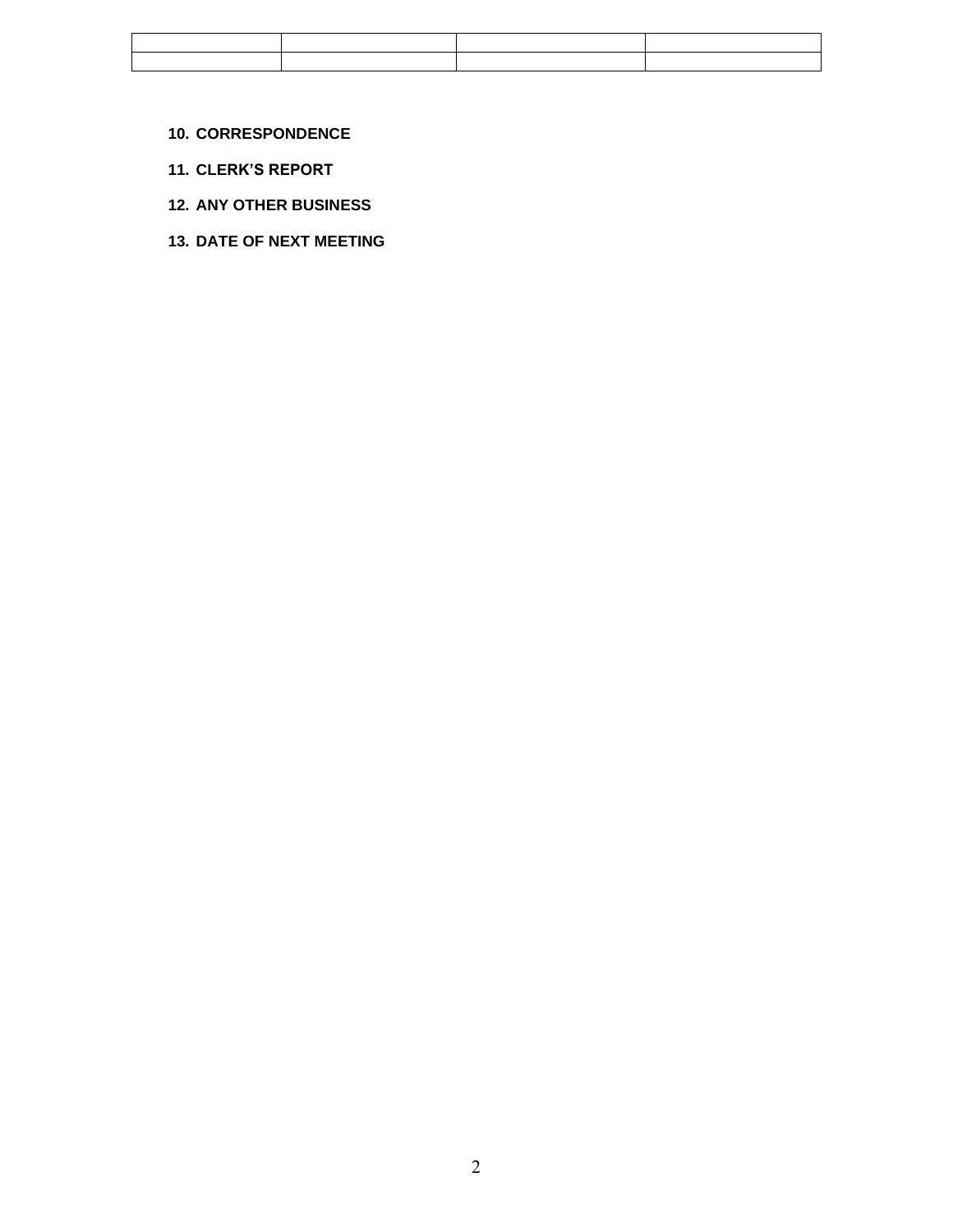| | | | |
|---|---|---|---|
| | | | |
| | | | |

**10. CORRESPONDENCE**

**11. CLERK'S REPORT**

**12. ANY OTHER BUSINESS**

**13. DATE OF NEXT MEETING**